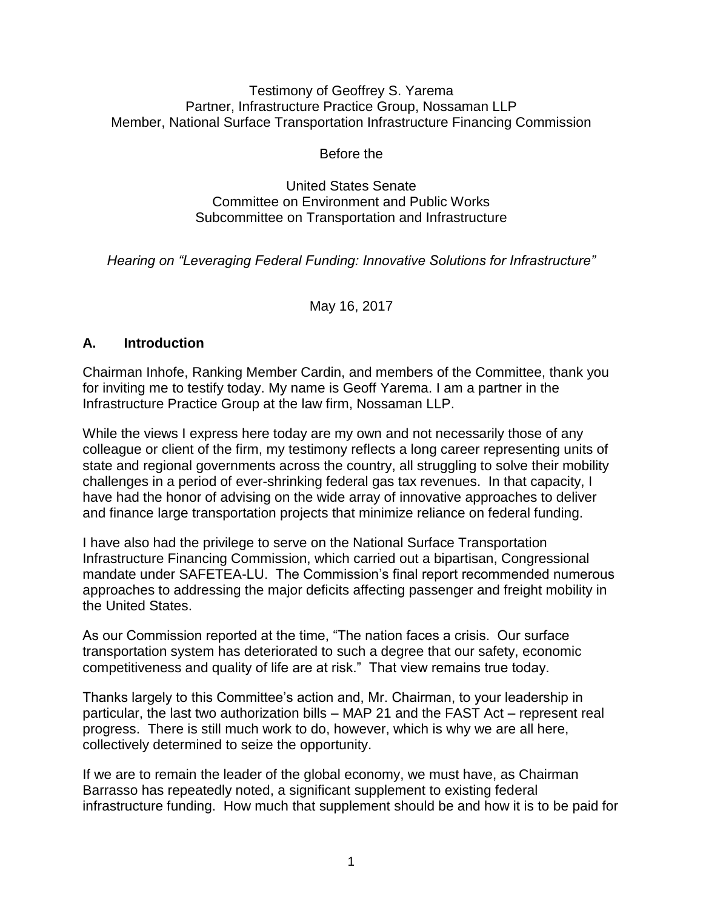Testimony of Geoffrey S. Yarema
Partner, Infrastructure Practice Group, Nossaman LLP
Member, National Surface Transportation Infrastructure Financing Commission

Before the

United States Senate
Committee on Environment and Public Works
Subcommittee on Transportation and Infrastructure

*Hearing on "Leveraging Federal Funding: Innovative Solutions for Infrastructure"*

May 16, 2017

## A. Introduction

Chairman Inhofe, Ranking Member Cardin, and members of the Committee, thank you for inviting me to testify today. My name is Geoff Yarema. I am a partner in the Infrastructure Practice Group at the law firm, Nossaman LLP.

While the views I express here today are my own and not necessarily those of any colleague or client of the firm, my testimony reflects a long career representing units of state and regional governments across the country, all struggling to solve their mobility challenges in a period of ever-shrinking federal gas tax revenues. In that capacity, I have had the honor of advising on the wide array of innovative approaches to deliver and finance large transportation projects that minimize reliance on federal funding.

I have also had the privilege to serve on the National Surface Transportation Infrastructure Financing Commission, which carried out a bipartisan, Congressional mandate under SAFETEA-LU. The Commission's final report recommended numerous approaches to addressing the major deficits affecting passenger and freight mobility in the United States.

As our Commission reported at the time, "The nation faces a crisis. Our surface transportation system has deteriorated to such a degree that our safety, economic competitiveness and quality of life are at risk." That view remains true today.

Thanks largely to this Committee's action and, Mr. Chairman, to your leadership in particular, the last two authorization bills – MAP 21 and the FAST Act – represent real progress. There is still much work to do, however, which is why we are all here, collectively determined to seize the opportunity.

If we are to remain the leader of the global economy, we must have, as Chairman Barrasso has repeatedly noted, a significant supplement to existing federal infrastructure funding. How much that supplement should be and how it is to be paid for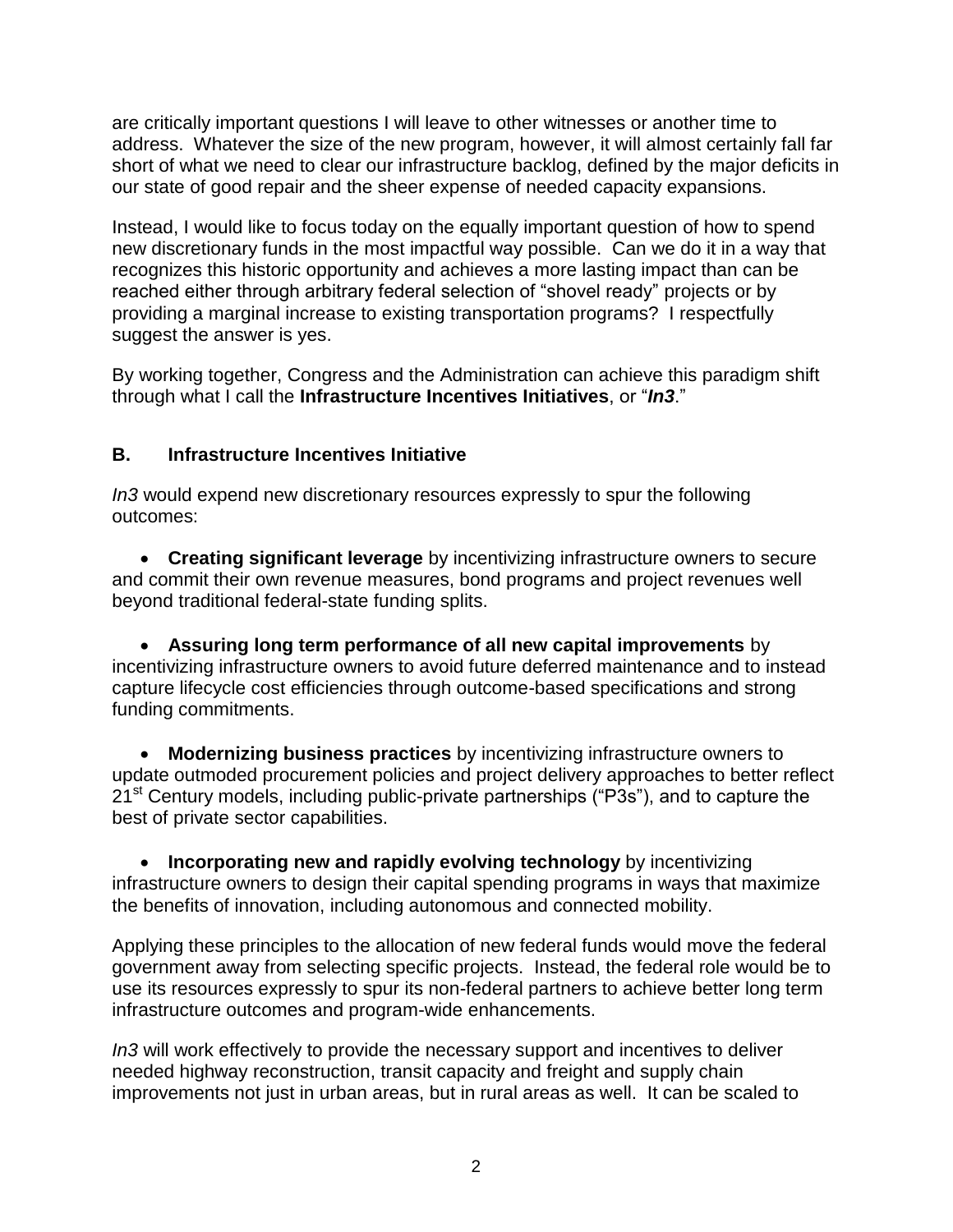are critically important questions I will leave to other witnesses or another time to address. Whatever the size of the new program, however, it will almost certainly fall far short of what we need to clear our infrastructure backlog, defined by the major deficits in our state of good repair and the sheer expense of needed capacity expansions.

Instead, I would like to focus today on the equally important question of how to spend new discretionary funds in the most impactful way possible. Can we do it in a way that recognizes this historic opportunity and achieves a more lasting impact than can be reached either through arbitrary federal selection of "shovel ready" projects or by providing a marginal increase to existing transportation programs? I respectfully suggest the answer is yes.

By working together, Congress and the Administration can achieve this paradigm shift through what I call the **Infrastructure Incentives Initiatives**, or "***In3***."

## B. Infrastructure Incentives Initiative

*In3* would expend new discretionary resources expressly to spur the following outcomes:

- **Creating significant leverage** by incentivizing infrastructure owners to secure and commit their own revenue measures, bond programs and project revenues well beyond traditional federal-state funding splits.
- **Assuring long term performance of all new capital improvements** by incentivizing infrastructure owners to avoid future deferred maintenance and to instead capture lifecycle cost efficiencies through outcome-based specifications and strong funding commitments.
- **Modernizing business practices** by incentivizing infrastructure owners to update outmoded procurement policies and project delivery approaches to better reflect 21st Century models, including public-private partnerships ("P3s"), and to capture the best of private sector capabilities.
- **Incorporating new and rapidly evolving technology** by incentivizing infrastructure owners to design their capital spending programs in ways that maximize the benefits of innovation, including autonomous and connected mobility.

Applying these principles to the allocation of new federal funds would move the federal government away from selecting specific projects. Instead, the federal role would be to use its resources expressly to spur its non-federal partners to achieve better long term infrastructure outcomes and program-wide enhancements.

*In3* will work effectively to provide the necessary support and incentives to deliver needed highway reconstruction, transit capacity and freight and supply chain improvements not just in urban areas, but in rural areas as well. It can be scaled to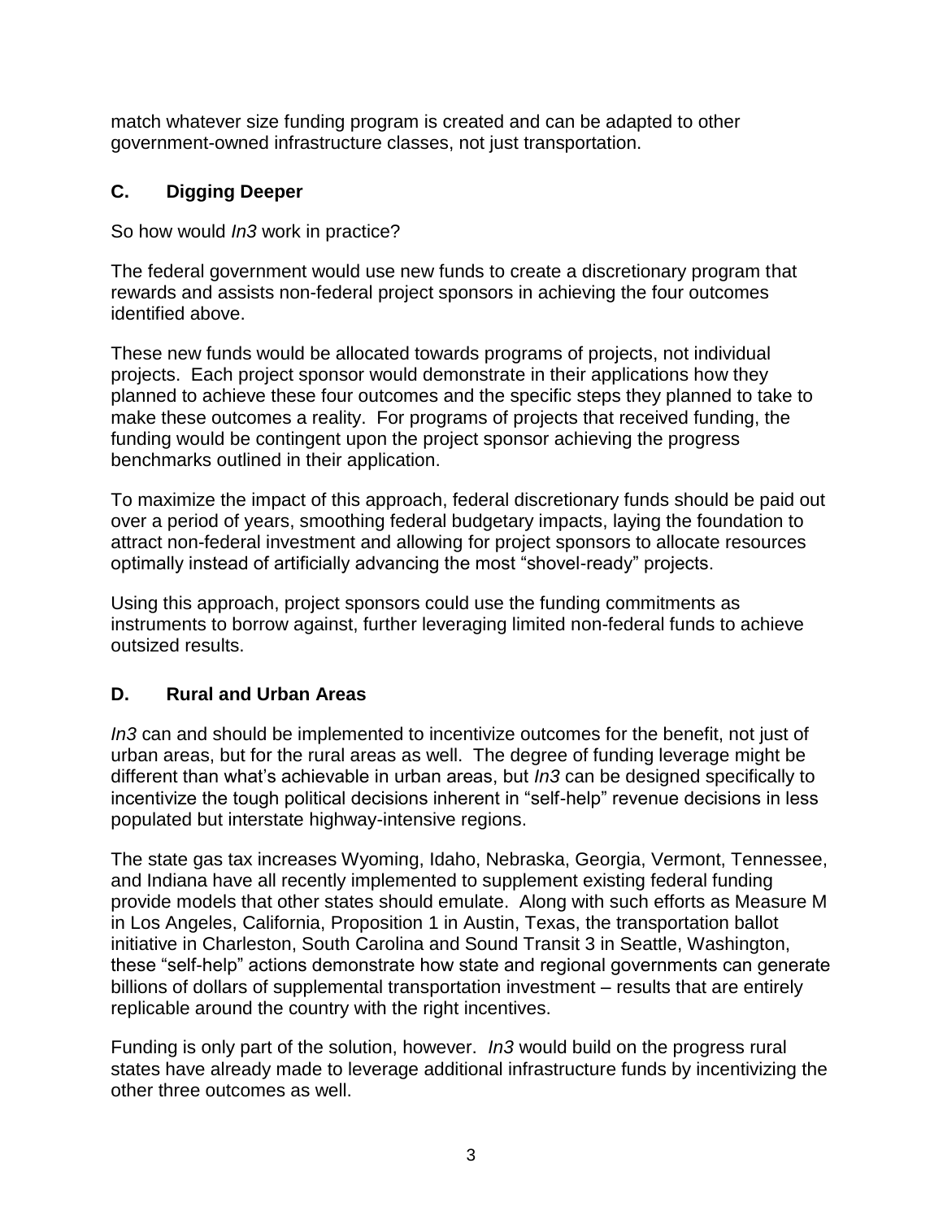match whatever size funding program is created and can be adapted to other government-owned infrastructure classes, not just transportation.

### C. Digging Deeper

So how would *In3* work in practice?

The federal government would use new funds to create a discretionary program that rewards and assists non-federal project sponsors in achieving the four outcomes identified above.

These new funds would be allocated towards programs of projects, not individual projects. Each project sponsor would demonstrate in their applications how they planned to achieve these four outcomes and the specific steps they planned to take to make these outcomes a reality. For programs of projects that received funding, the funding would be contingent upon the project sponsor achieving the progress benchmarks outlined in their application.

To maximize the impact of this approach, federal discretionary funds should be paid out over a period of years, smoothing federal budgetary impacts, laying the foundation to attract non-federal investment and allowing for project sponsors to allocate resources optimally instead of artificially advancing the most "shovel-ready" projects.

Using this approach, project sponsors could use the funding commitments as instruments to borrow against, further leveraging limited non-federal funds to achieve outsized results.

### D. Rural and Urban Areas

*In3* can and should be implemented to incentivize outcomes for the benefit, not just of urban areas, but for the rural areas as well. The degree of funding leverage might be different than what's achievable in urban areas, but *In3* can be designed specifically to incentivize the tough political decisions inherent in "self-help" revenue decisions in less populated but interstate highway-intensive regions.

The state gas tax increases Wyoming, Idaho, Nebraska, Georgia, Vermont, Tennessee, and Indiana have all recently implemented to supplement existing federal funding provide models that other states should emulate. Along with such efforts as Measure M in Los Angeles, California, Proposition 1 in Austin, Texas, the transportation ballot initiative in Charleston, South Carolina and Sound Transit 3 in Seattle, Washington, these "self-help" actions demonstrate how state and regional governments can generate billions of dollars of supplemental transportation investment – results that are entirely replicable around the country with the right incentives.

Funding is only part of the solution, however. *In3* would build on the progress rural states have already made to leverage additional infrastructure funds by incentivizing the other three outcomes as well.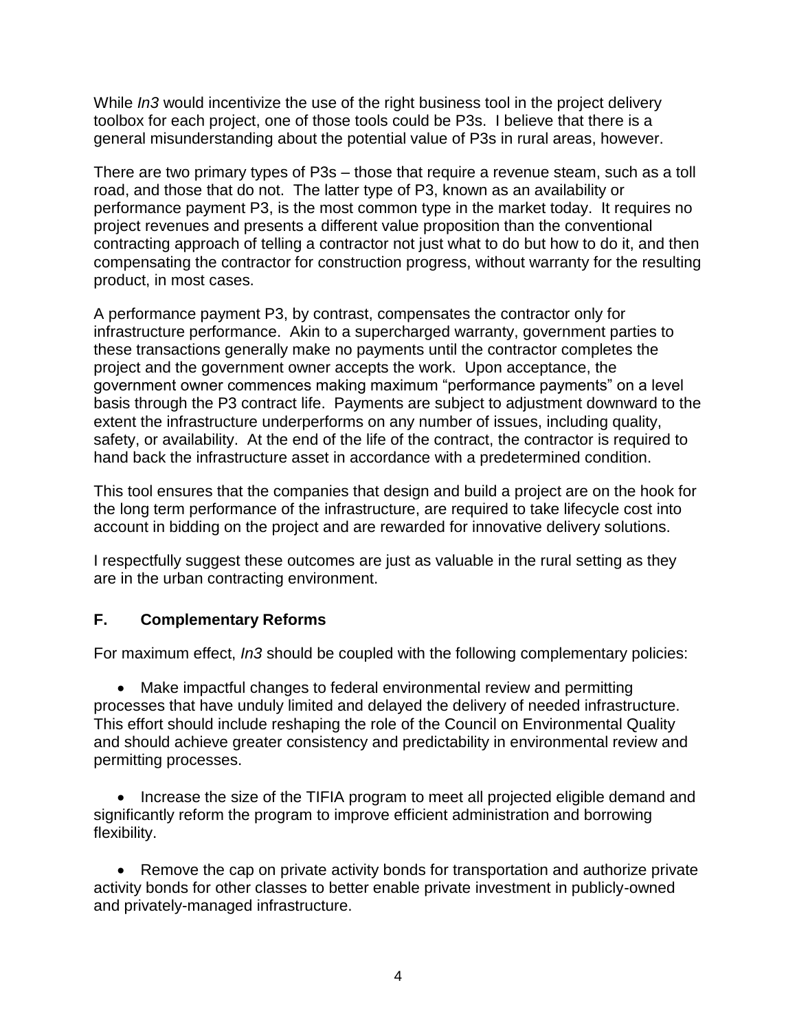While *In3* would incentivize the use of the right business tool in the project delivery toolbox for each project, one of those tools could be P3s. I believe that there is a general misunderstanding about the potential value of P3s in rural areas, however.

There are two primary types of P3s – those that require a revenue steam, such as a toll road, and those that do not. The latter type of P3, known as an availability or performance payment P3, is the most common type in the market today. It requires no project revenues and presents a different value proposition than the conventional contracting approach of telling a contractor not just what to do but how to do it, and then compensating the contractor for construction progress, without warranty for the resulting product, in most cases.

A performance payment P3, by contrast, compensates the contractor only for infrastructure performance. Akin to a supercharged warranty, government parties to these transactions generally make no payments until the contractor completes the project and the government owner accepts the work. Upon acceptance, the government owner commences making maximum "performance payments" on a level basis through the P3 contract life. Payments are subject to adjustment downward to the extent the infrastructure underperforms on any number of issues, including quality, safety, or availability. At the end of the life of the contract, the contractor is required to hand back the infrastructure asset in accordance with a predetermined condition.

This tool ensures that the companies that design and build a project are on the hook for the long term performance of the infrastructure, are required to take lifecycle cost into account in bidding on the project and are rewarded for innovative delivery solutions.

I respectfully suggest these outcomes are just as valuable in the rural setting as they are in the urban contracting environment.

## F. Complementary Reforms

For maximum effect, *In3* should be coupled with the following complementary policies:

- Make impactful changes to federal environmental review and permitting processes that have unduly limited and delayed the delivery of needed infrastructure. This effort should include reshaping the role of the Council on Environmental Quality and should achieve greater consistency and predictability in environmental review and permitting processes.

- Increase the size of the TIFIA program to meet all projected eligible demand and significantly reform the program to improve efficient administration and borrowing flexibility.

- Remove the cap on private activity bonds for transportation and authorize private activity bonds for other classes to better enable private investment in publicly-owned and privately-managed infrastructure.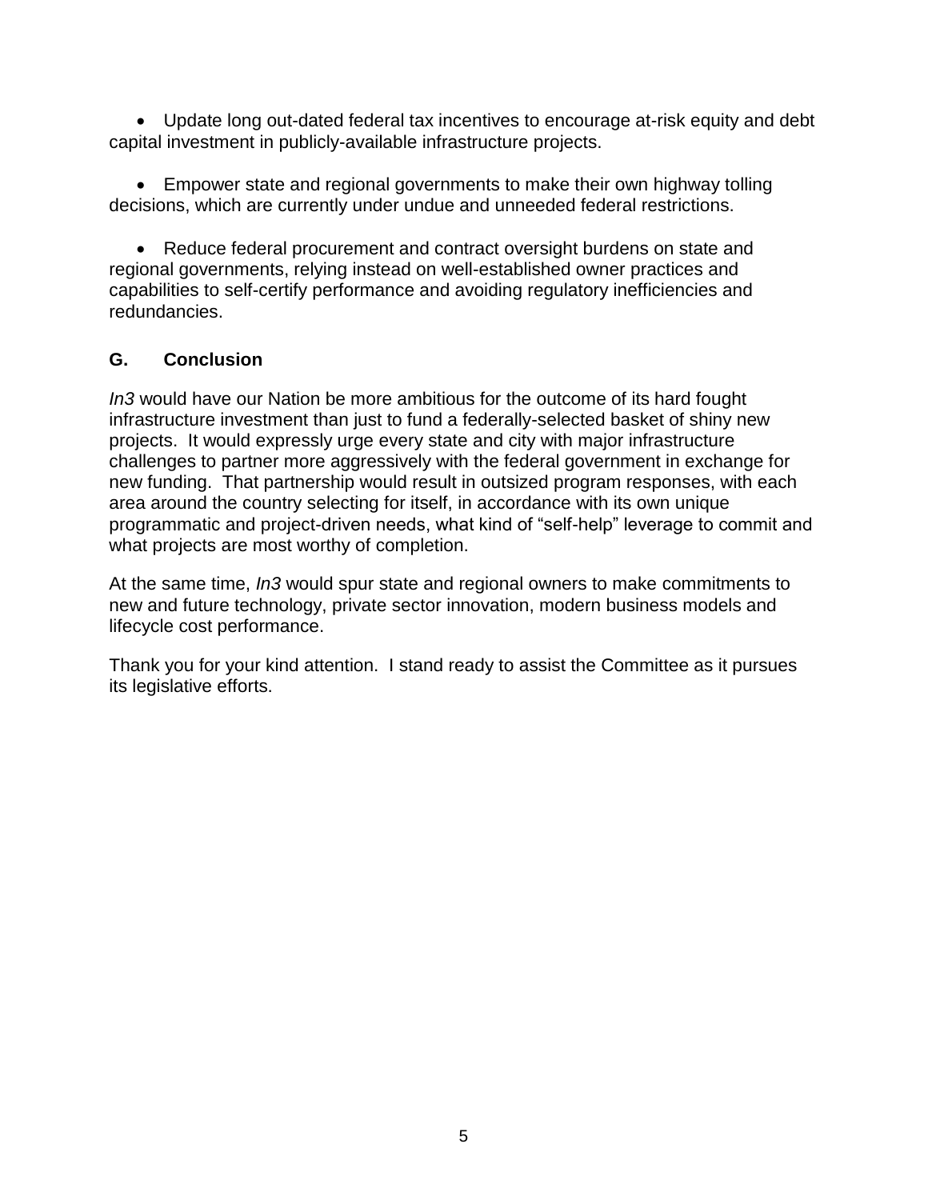- Update long out-dated federal tax incentives to encourage at-risk equity and debt capital investment in publicly-available infrastructure projects.

- Empower state and regional governments to make their own highway tolling decisions, which are currently under undue and unneeded federal restrictions.

- Reduce federal procurement and contract oversight burdens on state and regional governments, relying instead on well-established owner practices and capabilities to self-certify performance and avoiding regulatory inefficiencies and redundancies.

## G. Conclusion

*In3* would have our Nation be more ambitious for the outcome of its hard fought infrastructure investment than just to fund a federally-selected basket of shiny new projects. It would expressly urge every state and city with major infrastructure challenges to partner more aggressively with the federal government in exchange for new funding. That partnership would result in outsized program responses, with each area around the country selecting for itself, in accordance with its own unique programmatic and project-driven needs, what kind of "self-help" leverage to commit and what projects are most worthy of completion.

At the same time, *In3* would spur state and regional owners to make commitments to new and future technology, private sector innovation, modern business models and lifecycle cost performance.

Thank you for your kind attention. I stand ready to assist the Committee as it pursues its legislative efforts.